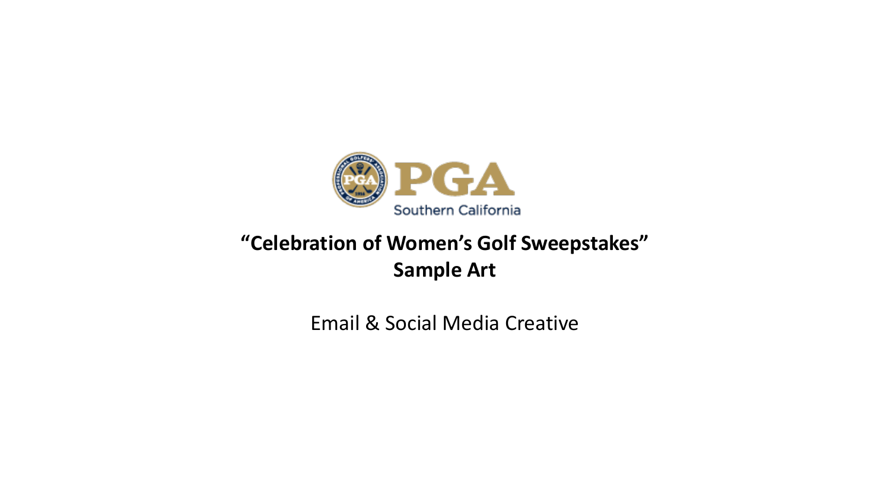PGA Southern California

# "Celebration of Women's Golf Sweepstakes" Sample Art

Email & Social Media Creative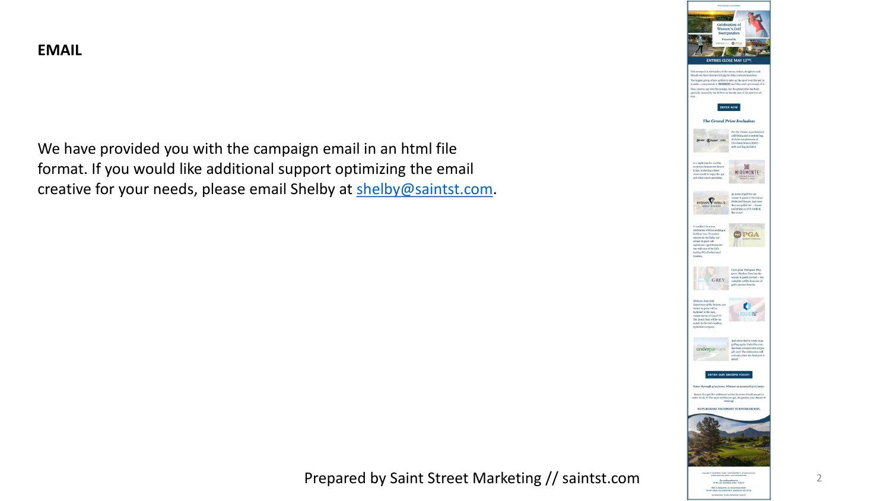# EMAIL

We have provided you with the campaign email in an html file format. If you would like additional support optimizing the email creative for your needs, please email Shelby at [shelby@saintst.com](mailto:shelby@saintst.com).

Prepared by Saint Street Marketing // saintst.com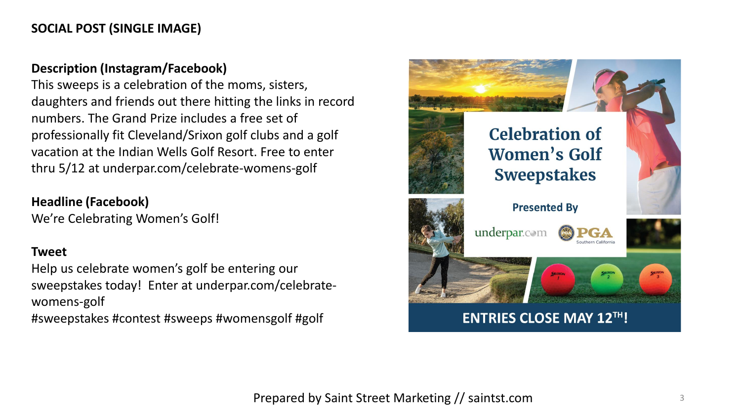**SOCIAL POST (SINGLE IMAGE)**

**Description (Instagram/Facebook)**
This sweeps is a celebration of the moms, sisters, daughters and friends out there hitting the links in record numbers. The Grand Prize includes a free set of professionally fit Cleveland/Srixon golf clubs and a golf vacation at the Indian Wells Golf Resort. Free to enter thru 5/12 at underpar.com/celebrate-womens-golf

**Headline (Facebook)**
We're Celebrating Women's Golf!

**Tweet**
Help us celebrate women's golf be entering our sweepstakes today! Enter at underpar.com/celebrate-womens-golf
#sweepstakes #contest #sweeps #womensgolf #golf

Celebration of Women's Golf Sweepstakes

Presented By

underpar.com PGA Southern California

ENTRIES CLOSE MAY 12TH!

Prepared by Saint Street Marketing // saintst.com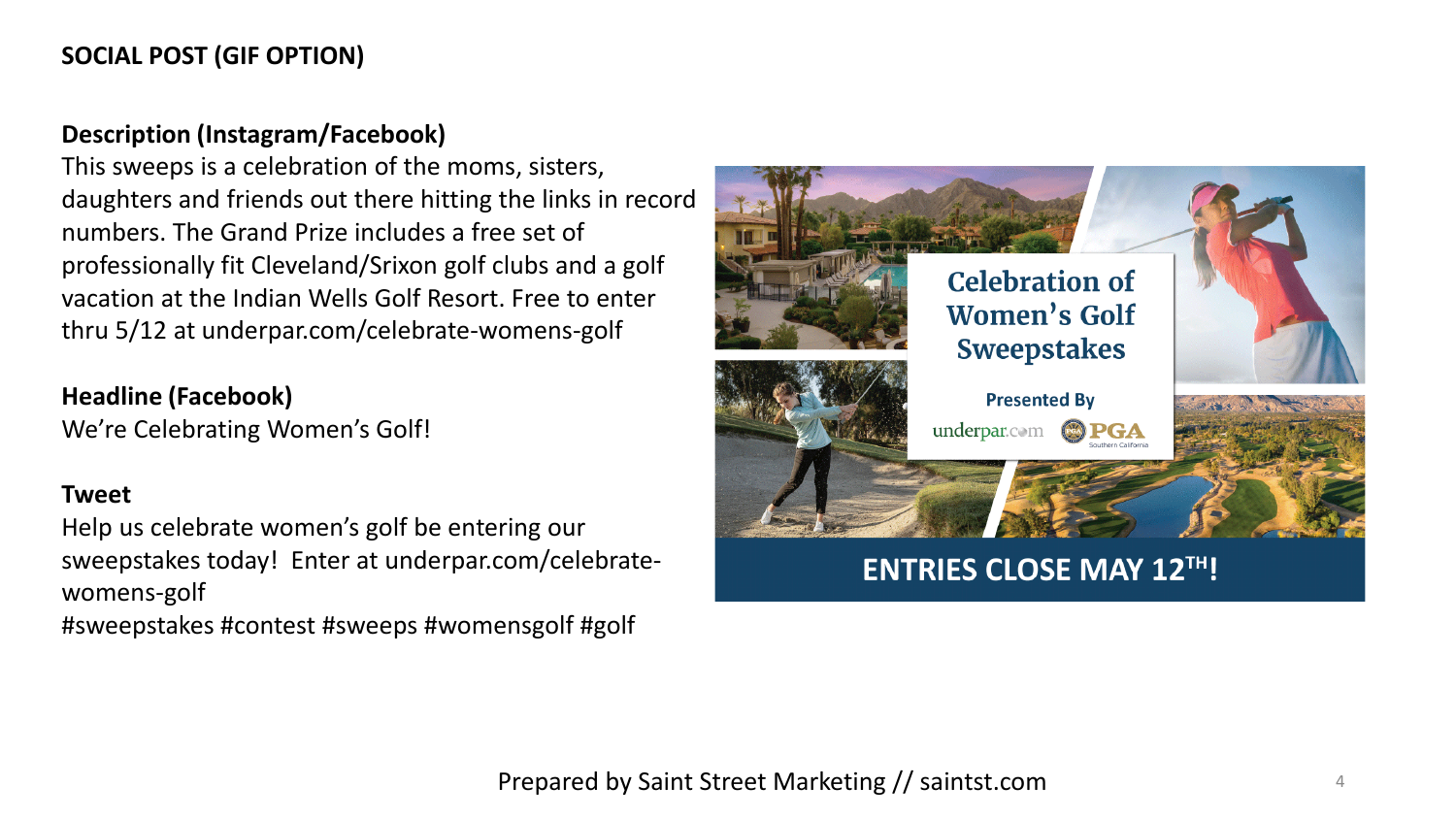**SOCIAL POST (GIF OPTION)**

**Description (Instagram/Facebook)**

This sweeps is a celebration of the moms, sisters, daughters and friends out there hitting the links in record numbers. The Grand Prize includes a free set of professionally fit Cleveland/Srixon golf clubs and a golf vacation at the Indian Wells Golf Resort. Free to enter thru 5/12 at underpar.com/celebrate-womens-golf

**Headline (Facebook)**

We're Celebrating Women's Golf!

**Tweet**

Help us celebrate women's golf be entering our sweepstakes today! Enter at underpar.com/celebrate-womens-golf
#sweepstakes #contest #sweeps #womensgolf #golf

Celebration of Women's Golf Sweepstakes

Presented By

underpar.com PGA Southern California

ENTRIES CLOSE MAY 12TH!

Prepared by Saint Street Marketing // saintst.com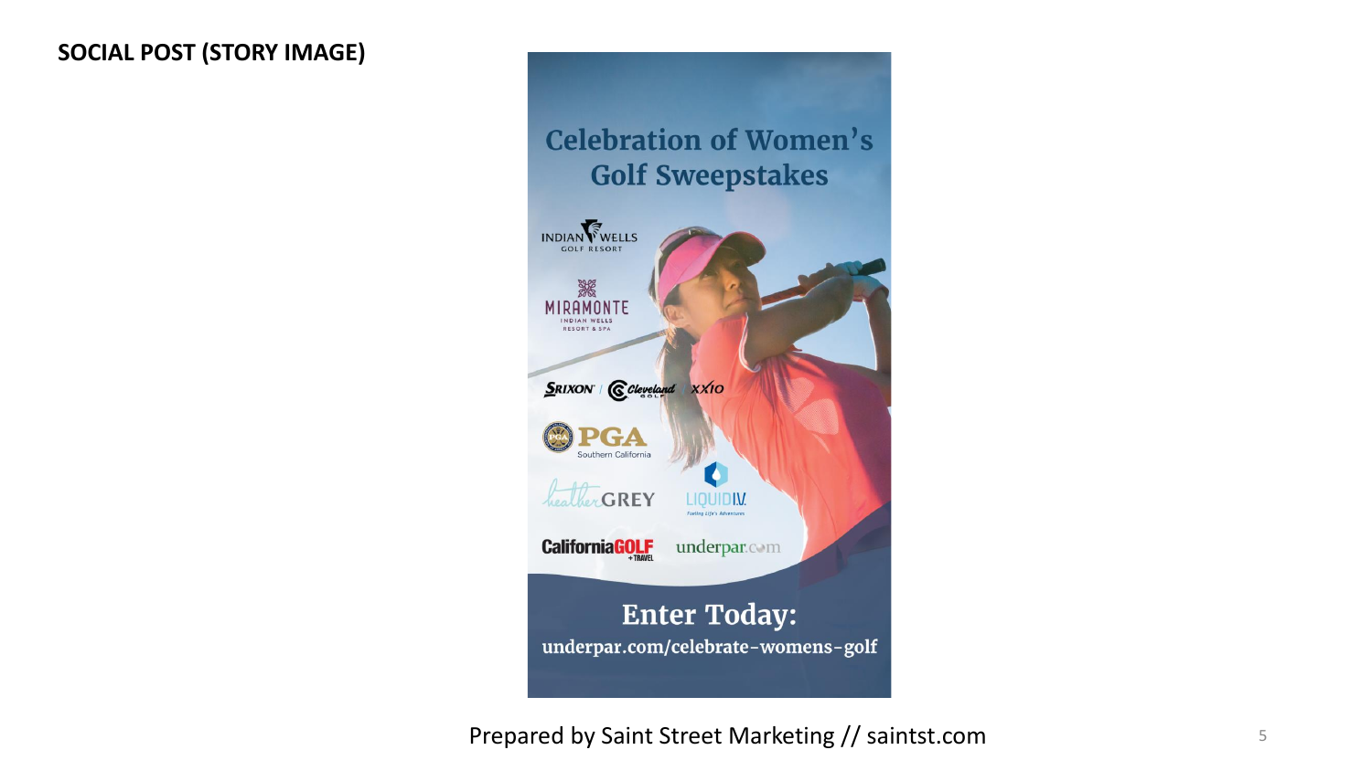**SOCIAL POST (STORY IMAGE)**

# Celebration of Women's Golf Sweepstakes

INDIAN WELLS GOLF RESORT

MIRAMONTE INDIAN WELLS RESORT & SPA

SRIXON | Cleveland GOLF | XXIO

PGA Southern California

heather GREY

LIQUID I.V. Fueling Life's Adventures

CaliforniaGOLF + TRAVEL

underpar.com

## Enter Today:

underpar.com/celebrate-womens-golf

Prepared by Saint Street Marketing // saintst.com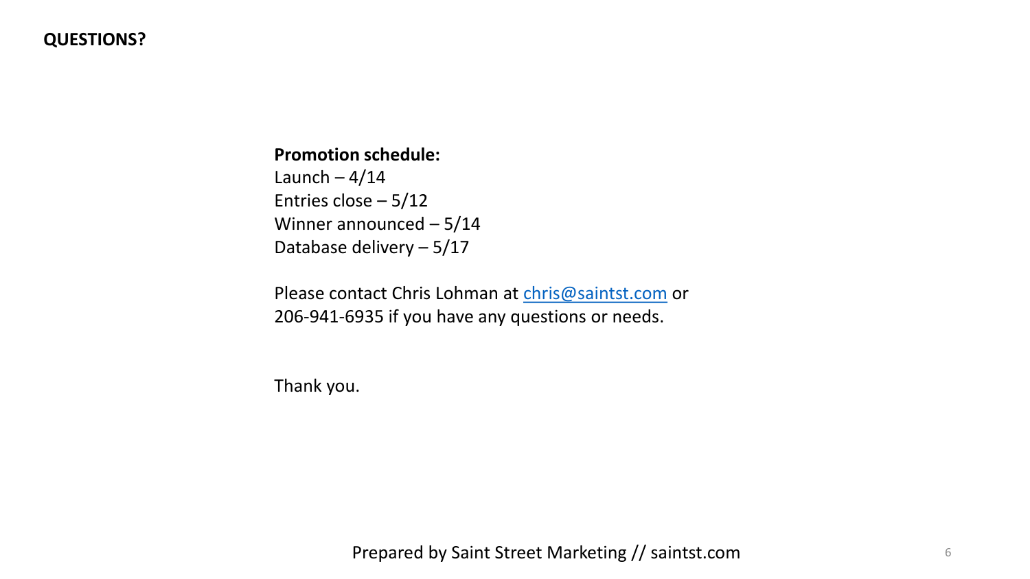# QUESTIONS?

**Promotion schedule:**
Launch – 4/14
Entries close – 5/12
Winner announced – 5/14
Database delivery – 5/17

Please contact Chris Lohman at chris@saintst.com or 206-941-6935 if you have any questions or needs.

Thank you.

Prepared by Saint Street Marketing // saintst.com